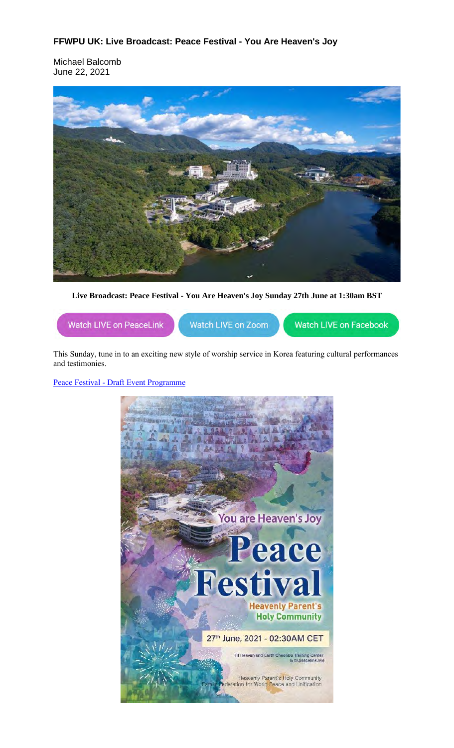**FFWPU UK: Live Broadcast: Peace Festival - You Are Heaven's Joy**

Michael Balcomb
June 22, 2021

**Live Broadcast: Peace Festival - You Are Heaven's Joy Sunday 27th June at 1:30am BST**

Watch LIVE on PeaceLink | Watch LIVE on Zoom | Watch LIVE on Facebook

This Sunday, tune in to an exciting new style of worship service in Korea featuring cultural performances and testimonies.

Peace Festival - Draft Event Programme

You are Heaven's Joy

Peace Festival

Heavenly Parent's Holy Community

27th June, 2021 - 02:30AM CET

HJ Heaven and Earth CheonBo Training Center & tv.peacelink.live

Heavenly Parent's Holy Community
Family Federation for World Peace and Unification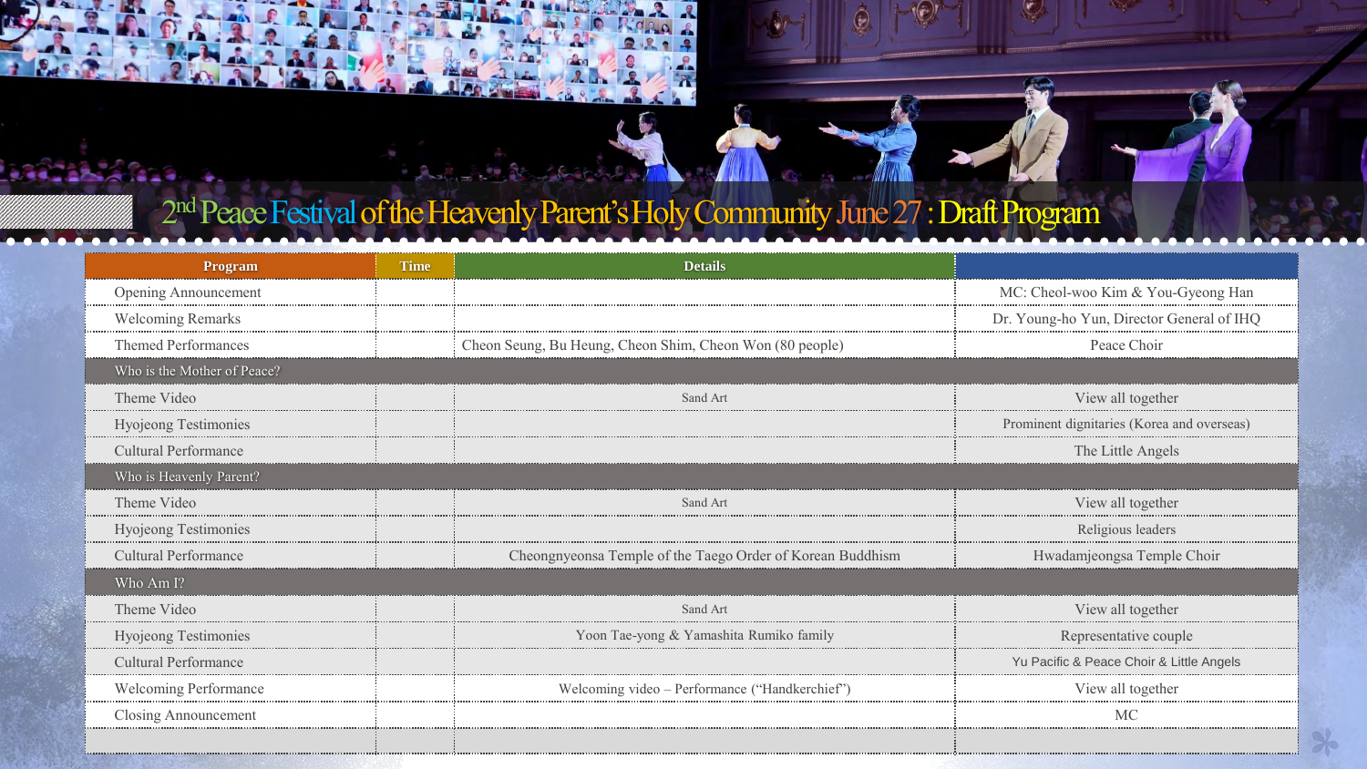# 2nd Peace Festival of the Heavenly Parent's Holy Community June 27 : Draft Program

| Program | Time | Details | |
|---|---|---|---|
| Opening Announcement | | | MC: Cheol-woo Kim & You-Gyeong Han |
| Welcoming Remarks | | | Dr. Young-ho Yun, Director General of IHQ |
| Themed Performances | | Cheon Seung, Bu Heung, Cheon Shim, Cheon Won (80 people) | Peace Choir |
| Who is the Mother of Peace? | | | |
| Theme Video | | Sand Art | View all together |
| Hyojeong Testimonies | | | Prominent dignitaries (Korea and overseas) |
| Cultural Performance | | | The Little Angels |
| Who is Heavenly Parent? | | | |
| Theme Video | | Sand Art | View all together |
| Hyojeong Testimonies | | | Religious leaders |
| Cultural Performance | | Cheongnyeonsa Temple of the Taego Order of Korean Buddhism | Hwadamjeongsa Temple Choir |
| Who Am I? | | | |
| Theme Video | | Sand Art | View all together |
| Hyojeong Testimonies | | Yoon Tae-yong & Yamashita Rumiko family | Representative couple |
| Cultural Performance | | | Yu Pacific & Peace Choir & Little Angels |
| Welcoming Performance | | Welcoming video – Performance ("Handkerchief") | View all together |
| Closing Announcement | | | MC |
| | | | |